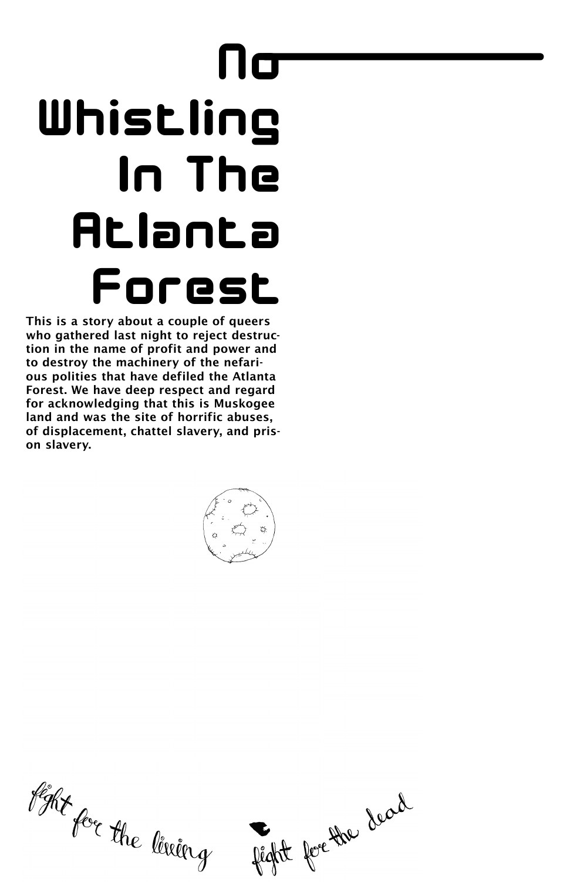# No Whistling In The Atlanta Forest

**This is a story about a couple of queers who gathered last night to reject destruction in the name of profit and power and to destroy the machinery of the nefarious polities that have defiled the Atlanta Forest. We have deep respect and regard for acknowledging that this is Muskogee land and was the site of horrific abuses, of displacement, chattel slavery, and prison slavery.**

*fight for the living fight for the dead*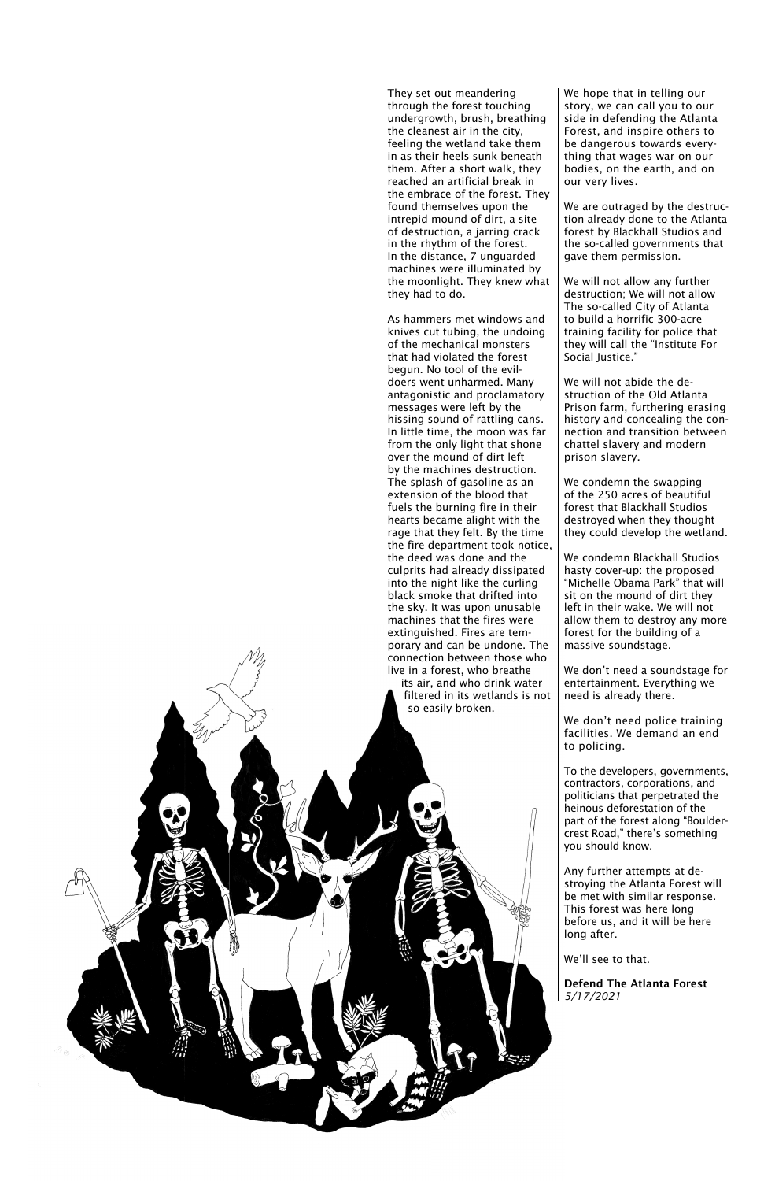They set out meandering through the forest touching undergrowth, brush, breathing the cleanest air in the city, feeling the wetland take them in as their heels sunk beneath them. After a short walk, they reached an artificial break in the embrace of the forest. They found themselves upon the intrepid mound of dirt, a site of destruction, a jarring crack in the rhythm of the forest. In the distance, 7 unguarded machines were illuminated by the moonlight. They knew what they had to do.

As hammers met windows and knives cut tubing, the undoing of the mechanical monsters that had violated the forest begun. No tool of the evil-doers went unharmed. Many antagonistic and proclamatory messages were left by the hissing sound of rattling cans. In little time, the moon was far from the only light that shone over the mound of dirt left by the machines destruction. The splash of gasoline as an extension of the blood that fuels the burning fire in their hearts became alight with the rage that they felt. By the time the fire department took notice, the deed was done and the culprits had already dissipated into the night like the curling black smoke that drifted into the sky. It was upon unusable machines that the fires were extinguished. Fires are temporary and can be undone. The connection between those who live in a forest, who breathe its air, and who drink water filtered in its wetlands is not so easily broken.

We hope that in telling our story, we can call you to our side in defending the Atlanta Forest, and inspire others to be dangerous towards everything that wages war on our bodies, on the earth, and on our very lives.

We are outraged by the destruction already done to the Atlanta forest by Blackhall Studios and the so-called governments that gave them permission.

We will not allow any further destruction; We will not allow The so-called City of Atlanta to build a horrific 300-acre training facility for police that they will call the "Institute For Social Justice."

We will not abide the destruction of the Old Atlanta Prison farm, furthering erasing history and concealing the connection and transition between chattel slavery and modern prison slavery.

We condemn the swapping of the 250 acres of beautiful forest that Blackhall Studios destroyed when they thought they could develop the wetland.

We condemn Blackhall Studios hasty cover-up: the proposed "Michelle Obama Park" that will sit on the mound of dirt they left in their wake. We will not allow them to destroy any more forest for the building of a massive soundstage.

We don't need a soundstage for entertainment. Everything we need is already there.

We don't need police training facilities. We demand an end to policing.

To the developers, governments, contractors, corporations, and politicians that perpetrated the heinous deforestation of the part of the forest along "Bouldercrest Road," there's something you should know.

Any further attempts at destroying the Atlanta Forest will be met with similar response. This forest was here long before us, and it will be here long after.

We'll see to that.

**Defend The Atlanta Forest**
*5/17/2021*